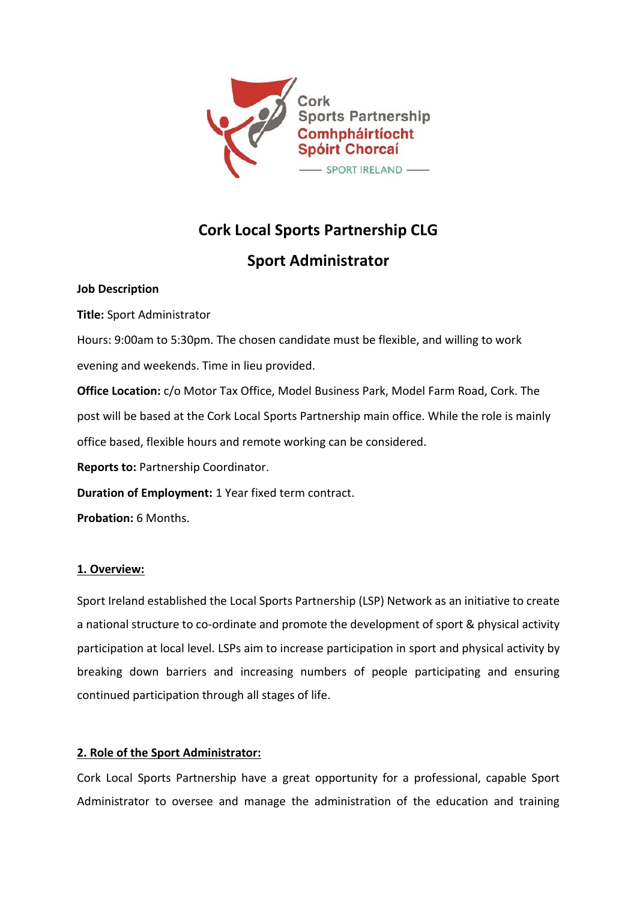Cork Sports Partnership
Comhphháirtíocht Spóirt Chorcaí
SPORT IRELAND

# Cork Local Sports Partnership CLG

## Sport Administrator

**Job Description**

**Title:** Sport Administrator

Hours: 9:00am to 5:30pm. The chosen candidate must be flexible, and willing to work evening and weekends. Time in lieu provided.

**Office Location:** c/o Motor Tax Office, Model Business Park, Model Farm Road, Cork. The post will be based at the Cork Local Sports Partnership main office. While the role is mainly office based, flexible hours and remote working can be considered.

**Reports to:** Partnership Coordinator.

**Duration of Employment:** 1 Year fixed term contract.

**Probation:** 6 Months.

### 1. Overview:

Sport Ireland established the Local Sports Partnership (LSP) Network as an initiative to create a national structure to co-ordinate and promote the development of sport & physical activity participation at local level. LSPs aim to increase participation in sport and physical activity by breaking down barriers and increasing numbers of people participating and ensuring continued participation through all stages of life.

### 2. Role of the Sport Administrator:

Cork Local Sports Partnership have a great opportunity for a professional, capable Sport Administrator to oversee and manage the administration of the education and training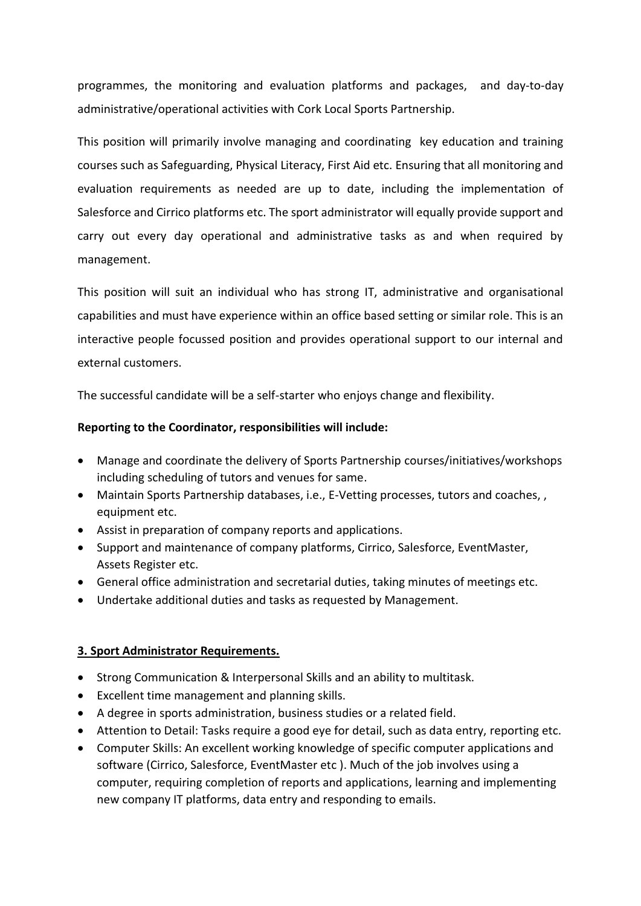programmes, the monitoring and evaluation platforms and packages, and day-to-day administrative/operational activities with Cork Local Sports Partnership.

This position will primarily involve managing and coordinating key education and training courses such as Safeguarding, Physical Literacy, First Aid etc. Ensuring that all monitoring and evaluation requirements as needed are up to date, including the implementation of Salesforce and Cirrico platforms etc. The sport administrator will equally provide support and carry out every day operational and administrative tasks as and when required by management.

This position will suit an individual who has strong IT, administrative and organisational capabilities and must have experience within an office based setting or similar role. This is an interactive people focussed position and provides operational support to our internal and external customers.

The successful candidate will be a self-starter who enjoys change and flexibility.

**Reporting to the Coordinator, responsibilities will include:**

- Manage and coordinate the delivery of Sports Partnership courses/initiatives/workshops including scheduling of tutors and venues for same.
- Maintain Sports Partnership databases, i.e., E-Vetting processes, tutors and coaches, , equipment etc.
- Assist in preparation of company reports and applications.
- Support and maintenance of company platforms, Cirrico, Salesforce, EventMaster, Assets Register etc.
- General office administration and secretarial duties, taking minutes of meetings etc.
- Undertake additional duties and tasks as requested by Management.

### 3. Sport Administrator Requirements.

- Strong Communication & Interpersonal Skills and an ability to multitask.
- Excellent time management and planning skills.
- A degree in sports administration, business studies or a related field.
- Attention to Detail: Tasks require a good eye for detail, such as data entry, reporting etc.
- Computer Skills: An excellent working knowledge of specific computer applications and software (Cirrico, Salesforce, EventMaster etc ). Much of the job involves using a computer, requiring completion of reports and applications, learning and implementing new company IT platforms, data entry and responding to emails.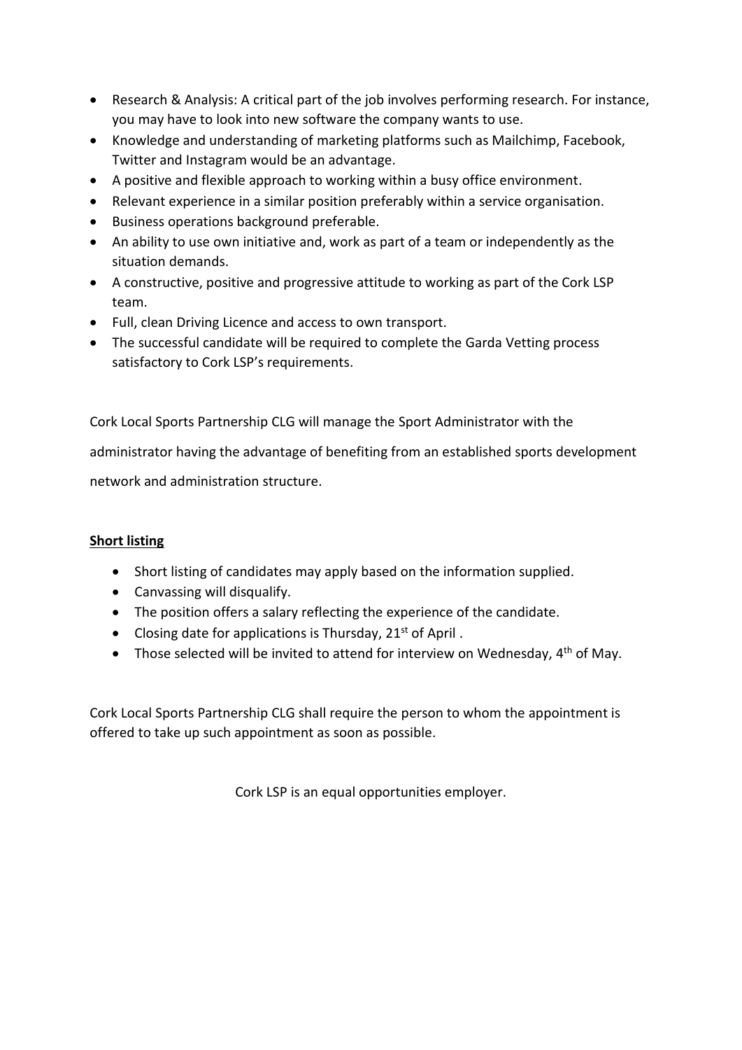- Research & Analysis: A critical part of the job involves performing research. For instance, you may have to look into new software the company wants to use.
- Knowledge and understanding of marketing platforms such as Mailchimp, Facebook, Twitter and Instagram would be an advantage.
- A positive and flexible approach to working within a busy office environment.
- Relevant experience in a similar position preferably within a service organisation.
- Business operations background preferable.
- An ability to use own initiative and, work as part of a team or independently as the situation demands.
- A constructive, positive and progressive attitude to working as part of the Cork LSP team.
- Full, clean Driving Licence and access to own transport.
- The successful candidate will be required to complete the Garda Vetting process satisfactory to Cork LSP's requirements.

Cork Local Sports Partnership CLG will manage the Sport Administrator with the administrator having the advantage of benefiting from an established sports development network and administration structure.

**Short listing**

- Short listing of candidates may apply based on the information supplied.
- Canvassing will disqualify.
- The position offers a salary reflecting the experience of the candidate.
- Closing date for applications is Thursday, 21st of April .
- Those selected will be invited to attend for interview on Wednesday, 4th of May.

Cork Local Sports Partnership CLG shall require the person to whom the appointment is offered to take up such appointment as soon as possible.

Cork LSP is an equal opportunities employer.